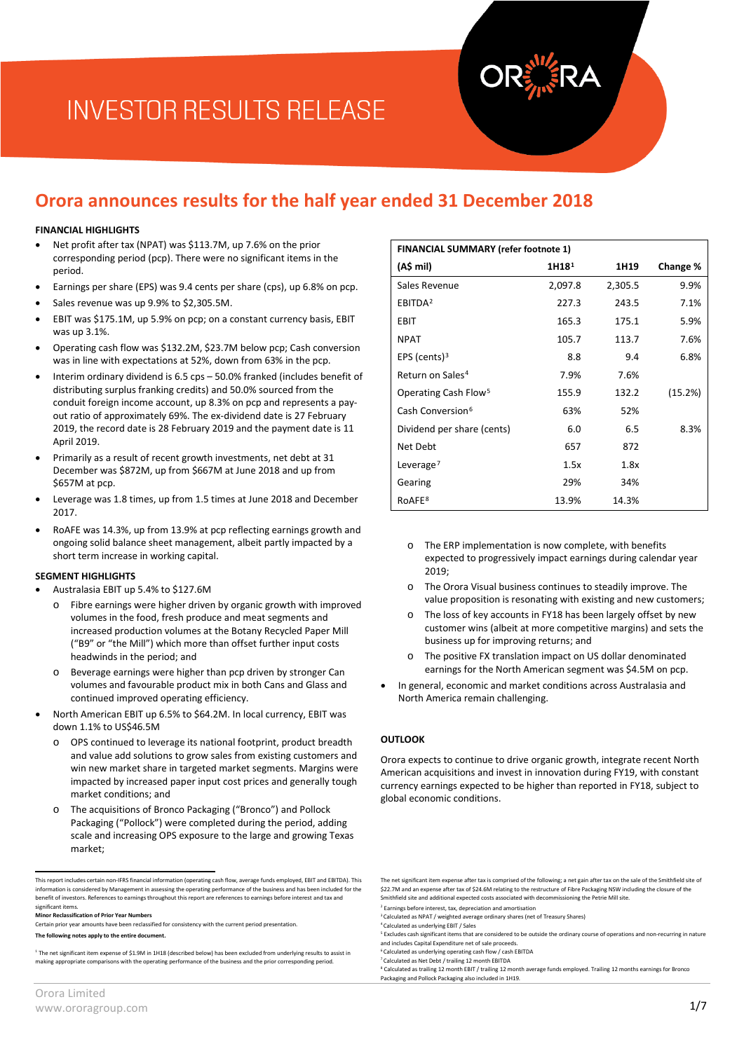# INVESTOR RESULTS RELEASE

## Orora announces results for the half year ended 31 December 2018

### FINANCIAL HIGHLIGHTS

- Net profit after tax (NPAT) was $113.7M, up 7.6% on the prior corresponding period (pcp). There were no significant items in the period.
- Earnings per share (EPS) was 9.4 cents per share (cps), up 6.8% on pcp.
- Sales revenue was up 9.9% to $2,305.5M.
- EBIT was $175.1M, up 5.9% on pcp; on a constant currency basis, EBIT was up 3.1%.
- Operating cash flow was $132.2M, $23.7M below pcp; Cash conversion was in line with expectations at 52%, down from 63% in the pcp.
- Interim ordinary dividend is 6.5 cps – 50.0% franked (includes benefit of distributing surplus franking credits) and 50.0% sourced from the conduit foreign income account, up 8.3% on pcp and represents a pay-out ratio of approximately 69%. The ex-dividend date is 27 February 2019, the record date is 28 February 2019 and the payment date is 11 April 2019.
- Primarily as a result of recent growth investments, net debt at 31 December was $872M, up from $667M at June 2018 and up from $657M at pcp.
- Leverage was 1.8 times, up from 1.5 times at June 2018 and December 2017.
- RoAFE was 14.3%, up from 13.9% at pcp reflecting earnings growth and ongoing solid balance sheet management, albeit partly impacted by a short term increase in working capital.

| FINANCIAL SUMMARY (refer footnote 1) | | | |
|---|---|---|---|
| (A$ mil) | 1H18[1] | 1H19 | Change % |
| Sales Revenue | 2,097.8 | 2,305.5 | 9.9% |
| EBITDA[2] | 227.3 | 243.5 | 7.1% |
| EBIT | 165.3 | 175.1 | 5.9% |
| NPAT | 105.7 | 113.7 | 7.6% |
| EPS (cents)[3] | 8.8 | 9.4 | 6.8% |
| Return on Sales[4] | 7.9% | 7.6% | |
| Operating Cash Flow[5] | 155.9 | 132.2 | (15.2%) |
| Cash Conversion[6] | 63% | 52% | |
| Dividend per share (cents) | 6.0 | 6.5 | 8.3% |
| Net Debt | 657 | 872 | |
| Leverage[7] | 1.5x | 1.8x | |
| Gearing | 29% | 34% | |
| RoAFE[8] | 13.9% | 14.3% | |

### SEGMENT HIGHLIGHTS

- Australasia EBIT up 5.4% to $127.6M
  - Fibre earnings were higher driven by organic growth with improved volumes in the food, fresh produce and meat segments and increased production volumes at the Botany Recycled Paper Mill ("B9" or "the Mill") which more than offset further input costs headwinds in the period; and
  - Beverage earnings were higher than pcp driven by stronger Can volumes and favourable product mix in both Cans and Glass and continued improved operating efficiency.
- North American EBIT up 6.5% to $64.2M. In local currency, EBIT was down 1.1% to US$46.5M
  - OPS continued to leverage its national footprint, product breadth and value add solutions to grow sales from existing customers and win new market share in targeted market segments. Margins were impacted by increased paper input cost prices and generally tough market conditions; and
  - The acquisitions of Bronco Packaging ("Bronco") and Pollock Packaging ("Pollock") were completed during the period, adding scale and increasing OPS exposure to the large and growing Texas market;
  - The ERP implementation is now complete, with benefits expected to progressively impact earnings during calendar year 2019;
  - The Orora Visual business continues to steadily improve. The value proposition is resonating with existing and new customers;
  - The loss of key accounts in FY18 has been largely offset by new customer wins (albeit at more competitive margins) and sets the business up for improving returns; and
  - The positive FX translation impact on US dollar denominated earnings for the North American segment was $4.5M on pcp.
- In general, economic and market conditions across Australasia and North America remain challenging.

### OUTLOOK

Orora expects to continue to drive organic growth, integrate recent North American acquisitions and invest in innovation during FY19, with constant currency earnings expected to be higher than reported in FY18, subject to global economic conditions.

---

This report includes certain non-IFRS financial information (operating cash flow, average funds employed, EBIT and EBITDA). This information is considered by Management in assessing the operating performance of the business and has been included for the benefit of investors. References to earnings throughout this report are references to earnings before interest and tax and significant items.

**Minor Reclassification of Prior Year Numbers**

Certain prior year amounts have been reclassified for consistency with the current period presentation.

**The following notes apply to the entire document.**

[1] The net significant item expense of $1.9M in 1H18 (described below) has been excluded from underlying results to assist in making appropriate comparisons with the operating performance of the business and the prior corresponding period.

The net significant item expense after tax is comprised of the following; a net gain after tax on the sale of the Smithfield site of $22.7M and an expense after tax of $24.6M relating to the restructure of Fibre Packaging NSW including the closure of the Smithfield site and additional expected costs associated with decommissioning the Petrie Mill site.

[2] Earnings before interest, tax, depreciation and amortisation

[3] Calculated as NPAT / weighted average ordinary shares (net of Treasury Shares)

[4] Calculated as underlying EBIT / Sales

[5] Excludes cash significant items that are considered to be outside the ordinary course of operations and non-recurring in nature and includes Capital Expenditure net of sale proceeds.

[6] Calculated as underlying operating cash flow / cash EBITDA

[7] Calculated as Net Debt / trailing 12 month EBITDA

[8] Calculated as trailing 12 month EBIT / trailing 12 month average funds employed. Trailing 12 months earnings for Bronco Packaging and Pollock Packaging also included in 1H19.

Orora Limited
www.ororagroup.com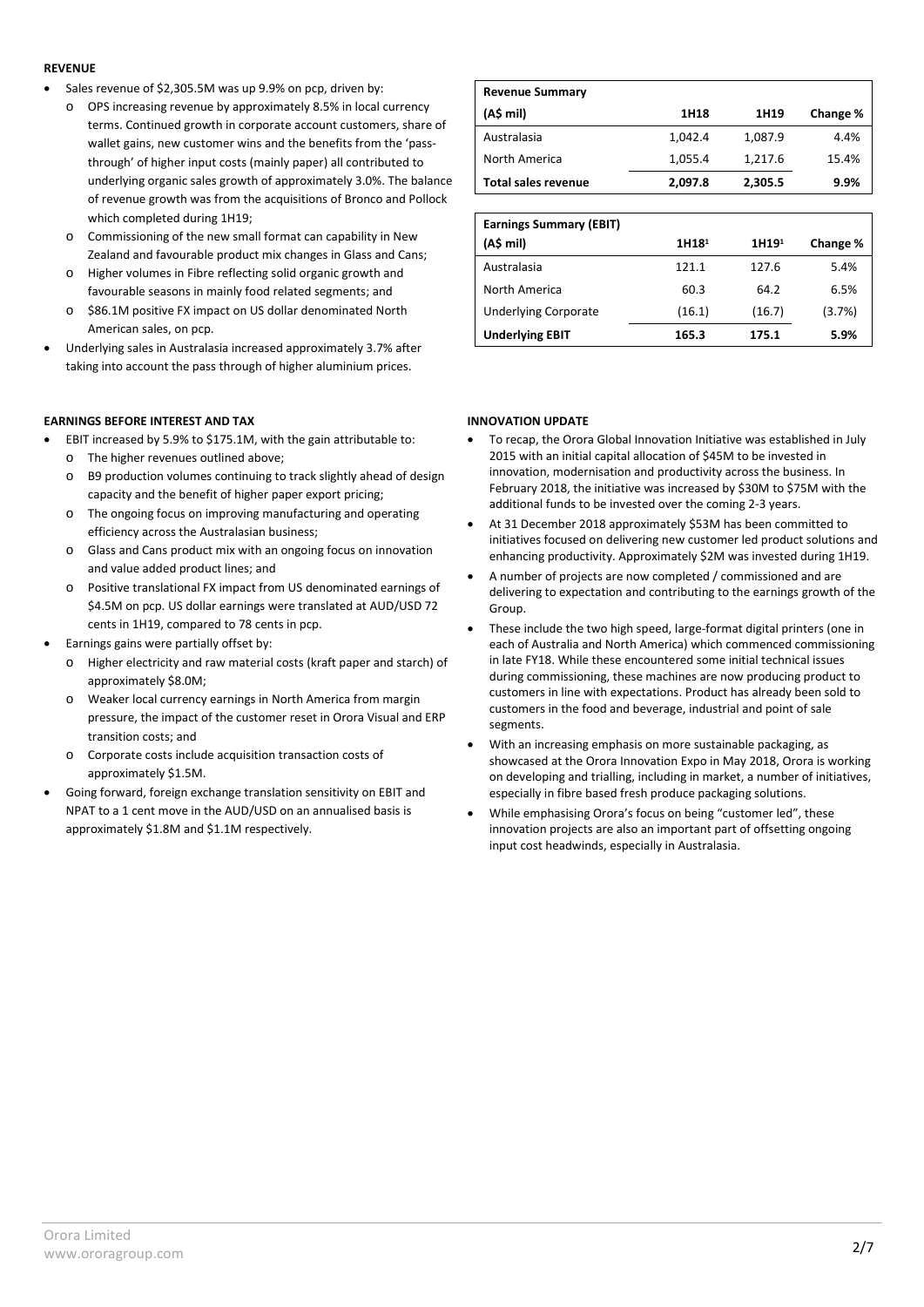**REVENUE**

- Sales revenue of $2,305.5M was up 9.9% on pcp, driven by:
  - OPS increasing revenue by approximately 8.5% in local currency terms. Continued growth in corporate account customers, share of wallet gains, new customer wins and the benefits from the 'pass-through' of higher input costs (mainly paper) all contributed to underlying organic sales growth of approximately 3.0%. The balance of revenue growth was from the acquisitions of Bronco and Pollock which completed during 1H19;
  - Commissioning of the new small format can capability in New Zealand and favourable product mix changes in Glass and Cans;
  - Higher volumes in Fibre reflecting solid organic growth and favourable seasons in mainly food related segments; and
  - $86.1M positive FX impact on US dollar denominated North American sales, on pcp.
- Underlying sales in Australasia increased approximately 3.7% after taking into account the pass through of higher aluminium prices.

| Revenue Summary (A$ mil) | 1H18 | 1H19 | Change % |
|---|---|---|---|
| Australasia | 1,042.4 | 1,087.9 | 4.4% |
| North America | 1,055.4 | 1,217.6 | 15.4% |
| **Total sales revenue** | **2,097.8** | **2,305.5** | **9.9%** |

| Earnings Summary (EBIT) (A$ mil) | 1H18[1] | 1H19[1] | Change % |
|---|---|---|---|
| Australasia | 121.1 | 127.6 | 5.4% |
| North America | 60.3 | 64.2 | 6.5% |
| Underlying Corporate | (16.1) | (16.7) | (3.7%) |
| **Underlying EBIT** | **165.3** | **175.1** | **5.9%** |

**EARNINGS BEFORE INTEREST AND TAX**

- EBIT increased by 5.9% to $175.1M, with the gain attributable to:
  - The higher revenues outlined above;
  - B9 production volumes continuing to track slightly ahead of design capacity and the benefit of higher paper export pricing;
  - The ongoing focus on improving manufacturing and operating efficiency across the Australasian business;
  - Glass and Cans product mix with an ongoing focus on innovation and value added product lines; and
  - Positive translational FX impact from US denominated earnings of $4.5M on pcp. US dollar earnings were translated at AUD/USD 72 cents in 1H19, compared to 78 cents in pcp.
- Earnings gains were partially offset by:
  - Higher electricity and raw material costs (kraft paper and starch) of approximately $8.0M;
  - Weaker local currency earnings in North America from margin pressure, the impact of the customer reset in Orora Visual and ERP transition costs; and
  - Corporate costs include acquisition transaction costs of approximately $1.5M.
- Going forward, foreign exchange translation sensitivity on EBIT and NPAT to a 1 cent move in the AUD/USD on an annualised basis is approximately $1.8M and $1.1M respectively.

**INNOVATION UPDATE**

- To recap, the Orora Global Innovation Initiative was established in July 2015 with an initial capital allocation of $45M to be invested in innovation, modernisation and productivity across the business. In February 2018, the initiative was increased by $30M to $75M with the additional funds to be invested over the coming 2-3 years.
- At 31 December 2018 approximately $53M has been committed to initiatives focused on delivering new customer led product solutions and enhancing productivity. Approximately $2M was invested during 1H19.
- A number of projects are now completed / commissioned and are delivering to expectation and contributing to the earnings growth of the Group.
- These include the two high speed, large-format digital printers (one in each of Australia and North America) which commenced commissioning in late FY18. While these encountered some initial technical issues during commissioning, these machines are now producing product to customers in line with expectations. Product has already been sold to customers in the food and beverage, industrial and point of sale segments.
- With an increasing emphasis on more sustainable packaging, as showcased at the Orora Innovation Expo in May 2018, Orora is working on developing and trialling, including in market, a number of initiatives, especially in fibre based fresh produce packaging solutions.
- While emphasising Orora's focus on being "customer led", these innovation projects are also an important part of offsetting ongoing input cost headwinds, especially in Australasia.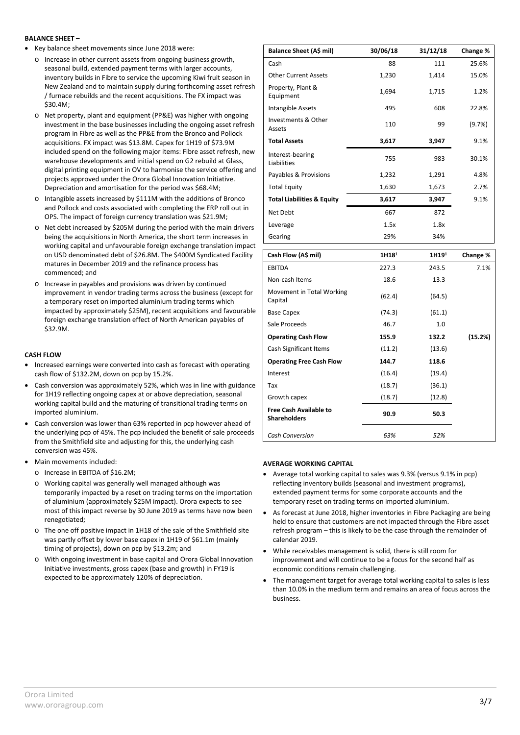**BALANCE SHEET –**

- Key balance sheet movements since June 2018 were:
  - Increase in other current assets from ongoing business growth, seasonal build, extended payment terms with larger accounts, inventory builds in Fibre to service the upcoming Kiwi fruit season in New Zealand and to maintain supply during forthcoming asset refresh / furnace rebuilds and the recent acquisitions. The FX impact was $30.4M;
  - Net property, plant and equipment (PP&E) was higher with ongoing investment in the base businesses including the ongoing asset refresh program in Fibre as well as the PP&E from the Bronco and Pollock acquisitions. FX impact was $13.8M. Capex for 1H19 of $73.9M included spend on the following major items: Fibre asset refresh, new warehouse developments and initial spend on G2 rebuild at Glass, digital printing equipment in OV to harmonise the service offering and projects approved under the Orora Global Innovation Initiative. Depreciation and amortisation for the period was $68.4M;
  - Intangible assets increased by $111M with the additions of Bronco and Pollock and costs associated with completing the ERP roll out in OPS. The impact of foreign currency translation was $21.9M;
  - Net debt increased by $205M during the period with the main drivers being the acquisitions in North America, the short term increases in working capital and unfavourable foreign exchange translation impact on USD denominated debt of $26.8M. The $400M Syndicated Facility matures in December 2019 and the refinance process has commenced; and
  - Increase in payables and provisions was driven by continued improvement in vendor trading terms across the business (except for a temporary reset on imported aluminium trading terms which impacted by approximately $25M), recent acquisitions and favourable foreign exchange translation effect of North American payables of $32.9M.

| Balance Sheet (A$ mil) | 30/06/18 | 31/12/18 | Change % |
|---|---|---|---|
| Cash | 88 | 111 | 25.6% |
| Other Current Assets | 1,230 | 1,414 | 15.0% |
| Property, Plant & Equipment | 1,694 | 1,715 | 1.2% |
| Intangible Assets | 495 | 608 | 22.8% |
| Investments & Other Assets | 110 | 99 | (9.7%) |
| **Total Assets** | **3,617** | **3,947** | 9.1% |
| Interest-bearing Liabilities | 755 | 983 | 30.1% |
| Payables & Provisions | 1,232 | 1,291 | 4.8% |
| Total Equity | 1,630 | 1,673 | 2.7% |
| **Total Liabilities & Equity** | **3,617** | **3,947** | 9.1% |
| Net Debt | 667 | 872 | |
| Leverage | 1.5x | 1.8x | |
| Gearing | 29% | 34% | |

**CASH FLOW**

- Increased earnings were converted into cash as forecast with operating cash flow of $132.2M, down on pcp by 15.2%.
- Cash conversion was approximately 52%, which was in line with guidance for 1H19 reflecting ongoing capex at or above depreciation, seasonal working capital build and the maturing of transitional trading terms on imported aluminium.
- Cash conversion was lower than 63% reported in pcp however ahead of the underlying pcp of 45%. The pcp included the benefit of sale proceeds from the Smithfield site and adjusting for this, the underlying cash conversion was 45%.
- Main movements included:
  - Increase in EBITDA of $16.2M;
  - Working capital was generally well managed although was temporarily impacted by a reset on trading terms on the importation of aluminium (approximately $25M impact). Orora expects to see most of this impact reverse by 30 June 2019 as terms have now been renegotiated;
  - The one off positive impact in 1H18 of the sale of the Smithfield site was partly offset by lower base capex in 1H19 of $61.1m (mainly timing of projects), down on pcp by $13.2m; and
  - With ongoing investment in base capital and Orora Global Innovation Initiative investments, gross capex (base and growth) in FY19 is expected to be approximately 120% of depreciation.

| Cash Flow (A$ mil) | 1H18[1] | 1H19[1] | Change % |
|---|---|---|---|
| EBITDA | 227.3 | 243.5 | 7.1% |
| Non-cash Items | 18.6 | 13.3 | |
| Movement in Total Working Capital | (62.4) | (64.5) | |
| Base Capex | (74.3) | (61.1) | |
| Sale Proceeds | 46.7 | 1.0 | |
| **Operating Cash Flow** | **155.9** | **132.2** | **(15.2%)** |
| Cash Significant Items | (11.2) | (13.6) | |
| **Operating Free Cash Flow** | **144.7** | **118.6** | |
| Interest | (16.4) | (19.4) | |
| Tax | (18.7) | (36.1) | |
| Growth capex | (18.7) | (12.8) | |
| **Free Cash Available to Shareholders** | **90.9** | **50.3** | |
| *Cash Conversion* | *63%* | *52%* | |

**AVERAGE WORKING CAPITAL**

- Average total working capital to sales was 9.3% (versus 9.1% in pcp) reflecting inventory builds (seasonal and investment programs), extended payment terms for some corporate accounts and the temporary reset on trading terms on imported aluminium.
- As forecast at June 2018, higher inventories in Fibre Packaging are being held to ensure that customers are not impacted through the Fibre asset refresh program – this is likely to be the case through the remainder of calendar 2019.
- While receivables management is solid, there is still room for improvement and will continue to be a focus for the second half as economic conditions remain challenging.
- The management target for average total working capital to sales is less than 10.0% in the medium term and remains an area of focus across the business.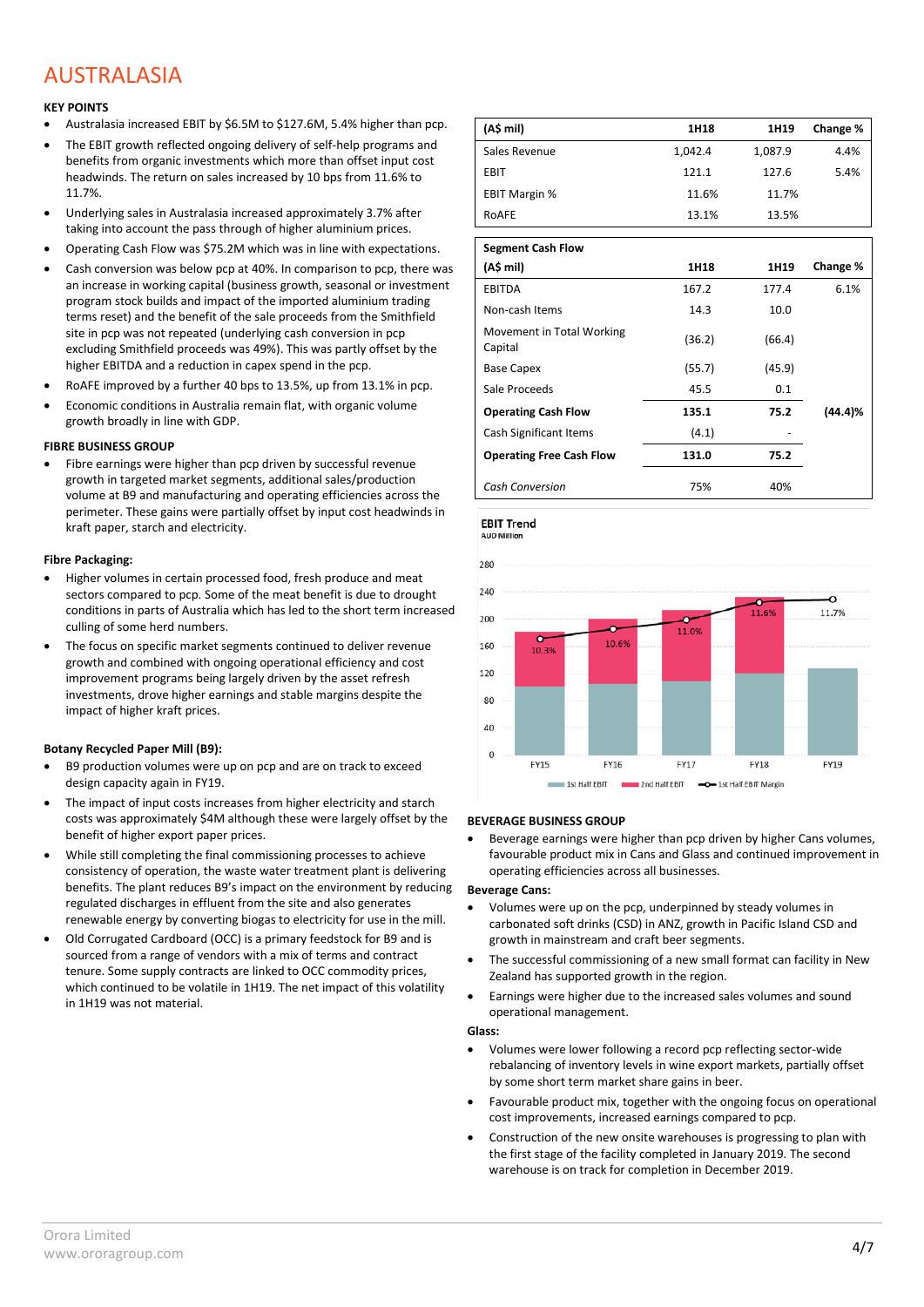# AUSTRALASIA

**KEY POINTS**

- Australasia increased EBIT by $6.5M to $127.6M, 5.4% higher than pcp.
- The EBIT growth reflected ongoing delivery of self-help programs and benefits from organic investments which more than offset input cost headwinds. The return on sales increased by 10 bps from 11.6% to 11.7%.
- Underlying sales in Australasia increased approximately 3.7% after taking into account the pass through of higher aluminium prices.
- Operating Cash Flow was $75.2M which was in line with expectations.
- Cash conversion was below pcp at 40%. In comparison to pcp, there was an increase in working capital (business growth, seasonal or investment program stock builds and impact of the imported aluminium trading terms reset) and the benefit of the sale proceeds from the Smithfield site in pcp was not repeated (underlying cash conversion in pcp excluding Smithfield proceeds was 49%). This was partly offset by the higher EBITDA and a reduction in capex spend in the pcp.
- RoAFE improved by a further 40 bps to 13.5%, up from 13.1% in pcp.
- Economic conditions in Australia remain flat, with organic volume growth broadly in line with GDP.

| (A$ mil) | 1H18 | 1H19 | Change % |
|---|---|---|---|
| Sales Revenue | 1,042.4 | 1,087.9 | 4.4% |
| EBIT | 121.1 | 127.6 | 5.4% |
| EBIT Margin % | 11.6% | 11.7% | |
| RoAFE | 13.1% | 13.5% | |

| Segment Cash Flow | | | |
|---|---|---|---|
| **(A$ mil)** | **1H18** | **1H19** | **Change %** |
| EBITDA | 167.2 | 177.4 | 6.1% |
| Non-cash Items | 14.3 | 10.0 | |
| Movement in Total Working Capital | (36.2) | (66.4) | |
| Base Capex | (55.7) | (45.9) | |
| Sale Proceeds | 45.5 | 0.1 | |
| **Operating Cash Flow** | **135.1** | **75.2** | **(44.4)%** |
| Cash Significant Items | (4.1) | - | |
| **Operating Free Cash Flow** | **131.0** | **75.2** | |
| *Cash Conversion* | 75% | 40% | |

**EBIT Trend**
AUD Million

| | FY15 | FY16 | FY17 | FY18 | FY19 |
|---|---|---|---|---|---|
| 1st Half EBIT Margin | 10.3% | 10.6% | 11.0% | 11.6% | 11.7% |

Legend: 1st Half EBIT, 2nd Half EBIT, 1st Half EBIT Margin

**FIBRE BUSINESS GROUP**

- Fibre earnings were higher than pcp driven by successful revenue growth in targeted market segments, additional sales/production volume at B9 and manufacturing and operating efficiencies across the perimeter. These gains were partially offset by input cost headwinds in kraft paper, starch and electricity.

**Fibre Packaging:**

- Higher volumes in certain processed food, fresh produce and meat sectors compared to pcp. Some of the meat benefit is due to drought conditions in parts of Australia which has led to the short term increased culling of some herd numbers.
- The focus on specific market segments continued to deliver revenue growth and combined with ongoing operational efficiency and cost improvement programs being largely driven by the asset refresh investments, drove higher earnings and stable margins despite the impact of higher kraft prices.

**Botany Recycled Paper Mill (B9):**

- B9 production volumes were up on pcp and are on track to exceed design capacity again in FY19.
- The impact of input costs increases from higher electricity and starch costs was approximately $4M although these were largely offset by the benefit of higher export paper prices.
- While still completing the final commissioning processes to achieve consistency of operation, the waste water treatment plant is delivering benefits. The plant reduces B9's impact on the environment by reducing regulated discharges in effluent from the site and also generates renewable energy by converting biogas to electricity for use in the mill.
- Old Corrugated Cardboard (OCC) is a primary feedstock for B9 and is sourced from a range of vendors with a mix of terms and contract tenure. Some supply contracts are linked to OCC commodity prices, which continued to be volatile in 1H19. The net impact of this volatility in 1H19 was not material.

**BEVERAGE BUSINESS GROUP**

- Beverage earnings were higher than pcp driven by higher Cans volumes, favourable product mix in Cans and Glass and continued improvement in operating efficiencies across all businesses.

**Beverage Cans:**

- Volumes were up on the pcp, underpinned by steady volumes in carbonated soft drinks (CSD) in ANZ, growth in Pacific Island CSD and growth in mainstream and craft beer segments.
- The successful commissioning of a new small format can facility in New Zealand has supported growth in the region.
- Earnings were higher due to the increased sales volumes and sound operational management.

**Glass:**

- Volumes were lower following a record pcp reflecting sector-wide rebalancing of inventory levels in wine export markets, partially offset by some short term market share gains in beer.
- Favourable product mix, together with the ongoing focus on operational cost improvements, increased earnings compared to pcp.
- Construction of the new onsite warehouses is progressing to plan with the first stage of the facility completed in January 2019. The second warehouse is on track for completion in December 2019.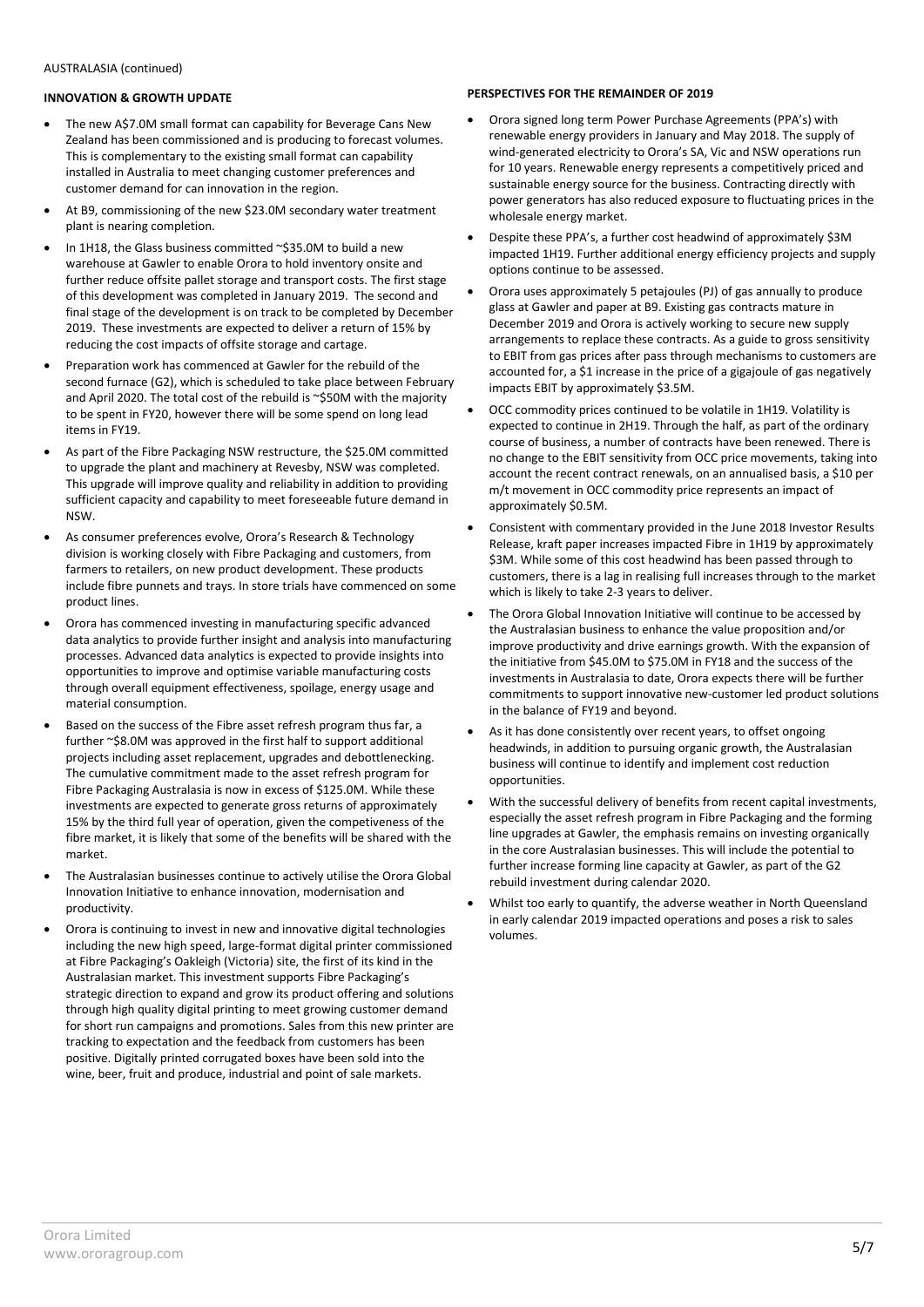AUSTRALASIA (continued)

**INNOVATION & GROWTH UPDATE**

- The new A$7.0M small format can capability for Beverage Cans New Zealand has been commissioned and is producing to forecast volumes. This is complementary to the existing small format can capability installed in Australia to meet changing customer preferences and customer demand for can innovation in the region.
- At B9, commissioning of the new $23.0M secondary water treatment plant is nearing completion.
- In 1H18, the Glass business committed ~$35.0M to build a new warehouse at Gawler to enable Orora to hold inventory onsite and further reduce offsite pallet storage and transport costs. The first stage of this development was completed in January 2019. The second and final stage of the development is on track to be completed by December 2019. These investments are expected to deliver a return of 15% by reducing the cost impacts of offsite storage and cartage.
- Preparation work has commenced at Gawler for the rebuild of the second furnace (G2), which is scheduled to take place between February and April 2020. The total cost of the rebuild is ~$50M with the majority to be spent in FY20, however there will be some spend on long lead items in FY19.
- As part of the Fibre Packaging NSW restructure, the $25.0M committed to upgrade the plant and machinery at Revesby, NSW was completed. This upgrade will improve quality and reliability in addition to providing sufficient capacity and capability to meet foreseeable future demand in NSW.
- As consumer preferences evolve, Orora's Research & Technology division is working closely with Fibre Packaging and customers, from farmers to retailers, on new product development. These products include fibre punnets and trays. In store trials have commenced on some product lines.
- Orora has commenced investing in manufacturing specific advanced data analytics to provide further insight and analysis into manufacturing processes. Advanced data analytics is expected to provide insights into opportunities to improve and optimise variable manufacturing costs through overall equipment effectiveness, spoilage, energy usage and material consumption.
- Based on the success of the Fibre asset refresh program thus far, a further ~$8.0M was approved in the first half to support additional projects including asset replacement, upgrades and debottlenecking. The cumulative commitment made to the asset refresh program for Fibre Packaging Australasia is now in excess of $125.0M. While these investments are expected to generate gross returns of approximately 15% by the third full year of operation, given the competiveness of the fibre market, it is likely that some of the benefits will be shared with the market.
- The Australasian businesses continue to actively utilise the Orora Global Innovation Initiative to enhance innovation, modernisation and productivity.
- Orora is continuing to invest in new and innovative digital technologies including the new high speed, large-format digital printer commissioned at Fibre Packaging's Oakleigh (Victoria) site, the first of its kind in the Australasian market. This investment supports Fibre Packaging's strategic direction to expand and grow its product offering and solutions through high quality digital printing to meet growing customer demand for short run campaigns and promotions. Sales from this new printer are tracking to expectation and the feedback from customers has been positive. Digitally printed corrugated boxes have been sold into the wine, beer, fruit and produce, industrial and point of sale markets.

**PERSPECTIVES FOR THE REMAINDER OF 2019**

- Orora signed long term Power Purchase Agreements (PPA's) with renewable energy providers in January and May 2018. The supply of wind-generated electricity to Orora's SA, Vic and NSW operations run for 10 years. Renewable energy represents a competitively priced and sustainable energy source for the business. Contracting directly with power generators has also reduced exposure to fluctuating prices in the wholesale energy market.
- Despite these PPA's, a further cost headwind of approximately $3M impacted 1H19. Further additional energy efficiency projects and supply options continue to be assessed.
- Orora uses approximately 5 petajoules (PJ) of gas annually to produce glass at Gawler and paper at B9. Existing gas contracts mature in December 2019 and Orora is actively working to secure new supply arrangements to replace these contracts. As a guide to gross sensitivity to EBIT from gas prices after pass through mechanisms to customers are accounted for, a $1 increase in the price of a gigajoule of gas negatively impacts EBIT by approximately $3.5M.
- OCC commodity prices continued to be volatile in 1H19. Volatility is expected to continue in 2H19. Through the half, as part of the ordinary course of business, a number of contracts have been renewed. There is no change to the EBIT sensitivity from OCC price movements, taking into account the recent contract renewals, on an annualised basis, a $10 per m/t movement in OCC commodity price represents an impact of approximately $0.5M.
- Consistent with commentary provided in the June 2018 Investor Results Release, kraft paper increases impacted Fibre in 1H19 by approximately $3M. While some of this cost headwind has been passed through to customers, there is a lag in realising full increases through to the market which is likely to take 2-3 years to deliver.
- The Orora Global Innovation Initiative will continue to be accessed by the Australasian business to enhance the value proposition and/or improve productivity and drive earnings growth. With the expansion of the initiative from $45.0M to $75.0M in FY18 and the success of the investments in Australasia to date, Orora expects there will be further commitments to support innovative new-customer led product solutions in the balance of FY19 and beyond.
- As it has done consistently over recent years, to offset ongoing headwinds, in addition to pursuing organic growth, the Australasian business will continue to identify and implement cost reduction opportunities.
- With the successful delivery of benefits from recent capital investments, especially the asset refresh program in Fibre Packaging and the forming line upgrades at Gawler, the emphasis remains on investing organically in the core Australasian businesses. This will include the potential to further increase forming line capacity at Gawler, as part of the G2 rebuild investment during calendar 2020.
- Whilst too early to quantify, the adverse weather in North Queensland in early calendar 2019 impacted operations and poses a risk to sales volumes.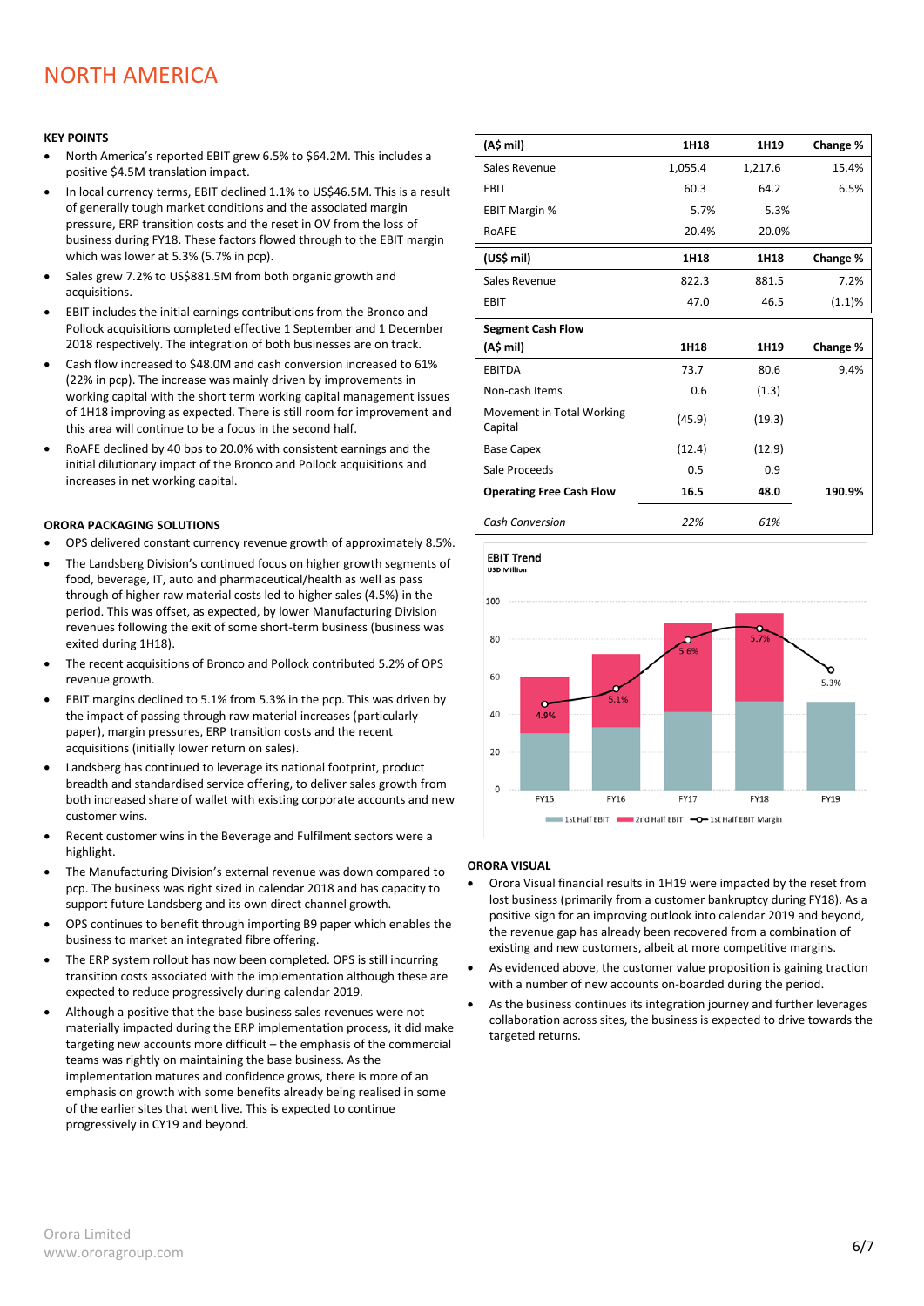# NORTH AMERICA

**KEY POINTS**

- North America's reported EBIT grew 6.5% to $64.2M. This includes a positive $4.5M translation impact.
- In local currency terms, EBIT declined 1.1% to US$46.5M. This is a result of generally tough market conditions and the associated margin pressure, ERP transition costs and the reset in OV from the loss of business during FY18. These factors flowed through to the EBIT margin which was lower at 5.3% (5.7% in pcp).
- Sales grew 7.2% to US$881.5M from both organic growth and acquisitions.
- EBIT includes the initial earnings contributions from the Bronco and Pollock acquisitions completed effective 1 September and 1 December 2018 respectively. The integration of both businesses are on track.
- Cash flow increased to $48.0M and cash conversion increased to 61% (22% in pcp). The increase was mainly driven by improvements in working capital with the short term working capital management issues of 1H18 improving as expected. There is still room for improvement and this area will continue to be a focus in the second half.
- RoAFE declined by 40 bps to 20.0% with consistent earnings and the initial dilutionary impact of the Bronco and Pollock acquisitions and increases in net working capital.

| (A$ mil) | 1H18 | 1H19 | Change % |
|---|---|---|---|
| Sales Revenue | 1,055.4 | 1,217.6 | 15.4% |
| EBIT | 60.3 | 64.2 | 6.5% |
| EBIT Margin % | 5.7% | 5.3% | |
| RoAFE | 20.4% | 20.0% | |

| (US$ mil) | 1H18 | 1H18 | Change % |
|---|---|---|---|
| Sales Revenue | 822.3 | 881.5 | 7.2% |
| EBIT | 47.0 | 46.5 | (1.1)% |

| Segment Cash Flow (A$ mil) | 1H18 | 1H19 | Change % |
|---|---|---|---|
| EBITDA | 73.7 | 80.6 | 9.4% |
| Non-cash Items | 0.6 | (1.3) | |
| Movement in Total Working Capital | (45.9) | (19.3) | |
| Base Capex | (12.4) | (12.9) | |
| Sale Proceeds | 0.5 | 0.9 | |
| **Operating Free Cash Flow** | **16.5** | **48.0** | **190.9%** |
| *Cash Conversion* | *22%* | *61%* | |

**ORORA PACKAGING SOLUTIONS**

- OPS delivered constant currency revenue growth of approximately 8.5%.
- The Landsberg Division's continued focus on higher growth segments of food, beverage, IT, auto and pharmaceutical/health as well as pass through of higher raw material costs led to higher sales (4.5%) in the period. This was offset, as expected, by lower Manufacturing Division revenues following the exit of some short-term business (business was exited during 1H18).
- The recent acquisitions of Bronco and Pollock contributed 5.2% of OPS revenue growth.
- EBIT margins declined to 5.1% from 5.3% in the pcp. This was driven by the impact of passing through raw material increases (particularly paper), margin pressures, ERP transition costs and the recent acquisitions (initially lower return on sales).
- Landsberg has continued to leverage its national footprint, product breadth and standardised service offering, to deliver sales growth from both increased share of wallet with existing corporate accounts and new customer wins.
- Recent customer wins in the Beverage and Fulfilment sectors were a highlight.
- The Manufacturing Division's external revenue was down compared to pcp. The business was right sized in calendar 2018 and has capacity to support future Landsberg and its own direct channel growth.
- OPS continues to benefit through importing B9 paper which enables the business to market an integrated fibre offering.
- The ERP system rollout has now been completed. OPS is still incurring transition costs associated with the implementation although these are expected to reduce progressively during calendar 2019.
- Although a positive that the base business sales revenues were not materially impacted during the ERP implementation process, it did make targeting new accounts more difficult – the emphasis of the commercial teams was rightly on maintaining the base business. As the implementation matures and confidence grows, there is more of an emphasis on growth with some benefits already being realised in some of the earlier sites that went live. This is expected to continue progressively in CY19 and beyond.

**EBIT Trend**
USD Million

**ORORA VISUAL**

- Orora Visual financial results in 1H19 were impacted by the reset from lost business (primarily from a customer bankruptcy during FY18). As a positive sign for an improving outlook into calendar 2019 and beyond, the revenue gap has already been recovered from a combination of existing and new customers, albeit at more competitive margins.
- As evidenced above, the customer value proposition is gaining traction with a number of new accounts on-boarded during the period.
- As the business continues its integration journey and further leverages collaboration across sites, the business is expected to drive towards the targeted returns.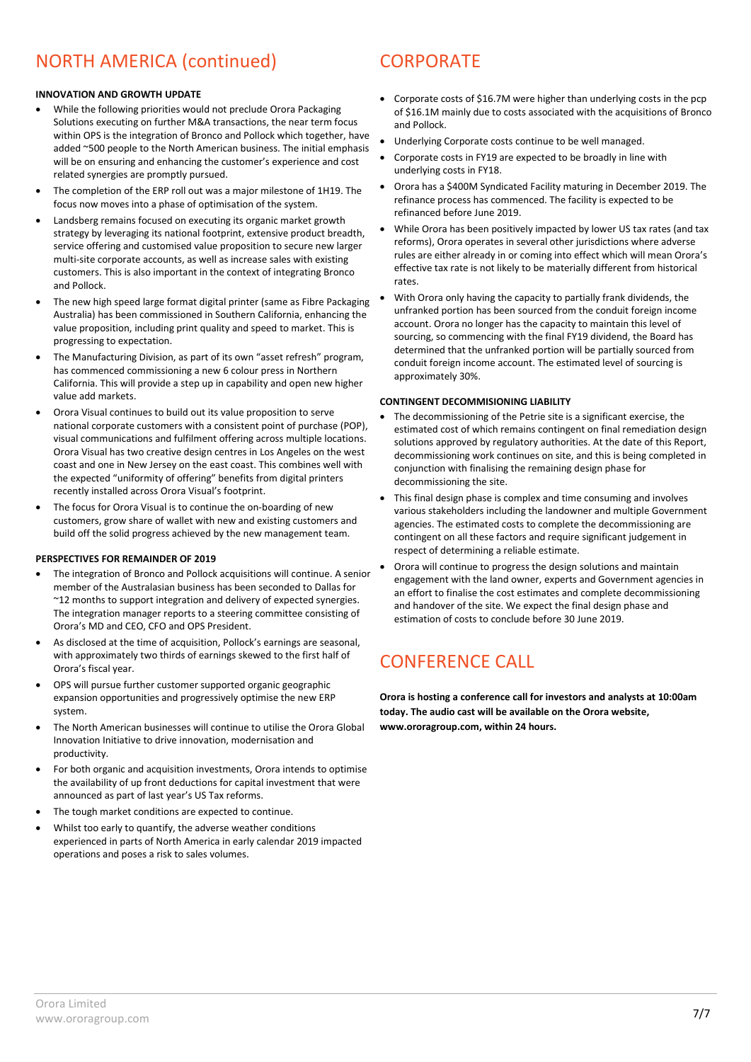# NORTH AMERICA (continued)

**INNOVATION AND GROWTH UPDATE**

- While the following priorities would not preclude Orora Packaging Solutions executing on further M&A transactions, the near term focus within OPS is the integration of Bronco and Pollock which together, have added ~500 people to the North American business. The initial emphasis will be on ensuring and enhancing the customer's experience and cost related synergies are promptly pursued.
- The completion of the ERP roll out was a major milestone of 1H19. The focus now moves into a phase of optimisation of the system.
- Landsberg remains focused on executing its organic market growth strategy by leveraging its national footprint, extensive product breadth, service offering and customised value proposition to secure new larger multi-site corporate accounts, as well as increase sales with existing customers. This is also important in the context of integrating Bronco and Pollock.
- The new high speed large format digital printer (same as Fibre Packaging Australia) has been commissioned in Southern California, enhancing the value proposition, including print quality and speed to market. This is progressing to expectation.
- The Manufacturing Division, as part of its own "asset refresh" program, has commenced commissioning a new 6 colour press in Northern California. This will provide a step up in capability and open new higher value add markets.
- Orora Visual continues to build out its value proposition to serve national corporate customers with a consistent point of purchase (POP), visual communications and fulfilment offering across multiple locations. Orora Visual has two creative design centres in Los Angeles on the west coast and one in New Jersey on the east coast. This combines well with the expected "uniformity of offering" benefits from digital printers recently installed across Orora Visual's footprint.
- The focus for Orora Visual is to continue the on-boarding of new customers, grow share of wallet with new and existing customers and build off the solid progress achieved by the new management team.

**PERSPECTIVES FOR REMAINDER OF 2019**

- The integration of Bronco and Pollock acquisitions will continue. A senior member of the Australasian business has been seconded to Dallas for ~12 months to support integration and delivery of expected synergies. The integration manager reports to a steering committee consisting of Orora's MD and CEO, CFO and OPS President.
- As disclosed at the time of acquisition, Pollock's earnings are seasonal, with approximately two thirds of earnings skewed to the first half of Orora's fiscal year.
- OPS will pursue further customer supported organic geographic expansion opportunities and progressively optimise the new ERP system.
- The North American businesses will continue to utilise the Orora Global Innovation Initiative to drive innovation, modernisation and productivity.
- For both organic and acquisition investments, Orora intends to optimise the availability of up front deductions for capital investment that were announced as part of last year's US Tax reforms.
- The tough market conditions are expected to continue.
- Whilst too early to quantify, the adverse weather conditions experienced in parts of North America in early calendar 2019 impacted operations and poses a risk to sales volumes.

# CORPORATE

- Corporate costs of $16.7M were higher than underlying costs in the pcp of $16.1M mainly due to costs associated with the acquisitions of Bronco and Pollock.
- Underlying Corporate costs continue to be well managed.
- Corporate costs in FY19 are expected to be broadly in line with underlying costs in FY18.
- Orora has a $400M Syndicated Facility maturing in December 2019. The refinance process has commenced. The facility is expected to be refinanced before June 2019.
- While Orora has been positively impacted by lower US tax rates (and tax reforms), Orora operates in several other jurisdictions where adverse rules are either already in or coming into effect which will mean Orora's effective tax rate is not likely to be materially different from historical rates.
- With Orora only having the capacity to partially frank dividends, the unfranked portion has been sourced from the conduit foreign income account. Orora no longer has the capacity to maintain this level of sourcing, so commencing with the final FY19 dividend, the Board has determined that the unfranked portion will be partially sourced from conduit foreign income account. The estimated level of sourcing is approximately 30%.

**CONTINGENT DECOMMISIONING LIABILITY**

- The decommissioning of the Petrie site is a significant exercise, the estimated cost of which remains contingent on final remediation design solutions approved by regulatory authorities. At the date of this Report, decommissioning work continues on site, and this is being completed in conjunction with finalising the remaining design phase for decommissioning the site.
- This final design phase is complex and time consuming and involves various stakeholders including the landowner and multiple Government agencies. The estimated costs to complete the decommissioning are contingent on all these factors and require significant judgement in respect of determining a reliable estimate.
- Orora will continue to progress the design solutions and maintain engagement with the land owner, experts and Government agencies in an effort to finalise the cost estimates and complete decommissioning and handover of the site. We expect the final design phase and estimation of costs to conclude before 30 June 2019.

# CONFERENCE CALL

**Orora is hosting a conference call for investors and analysts at 10:00am today. The audio cast will be available on the Orora website, www.ororagroup.com, within 24 hours.**